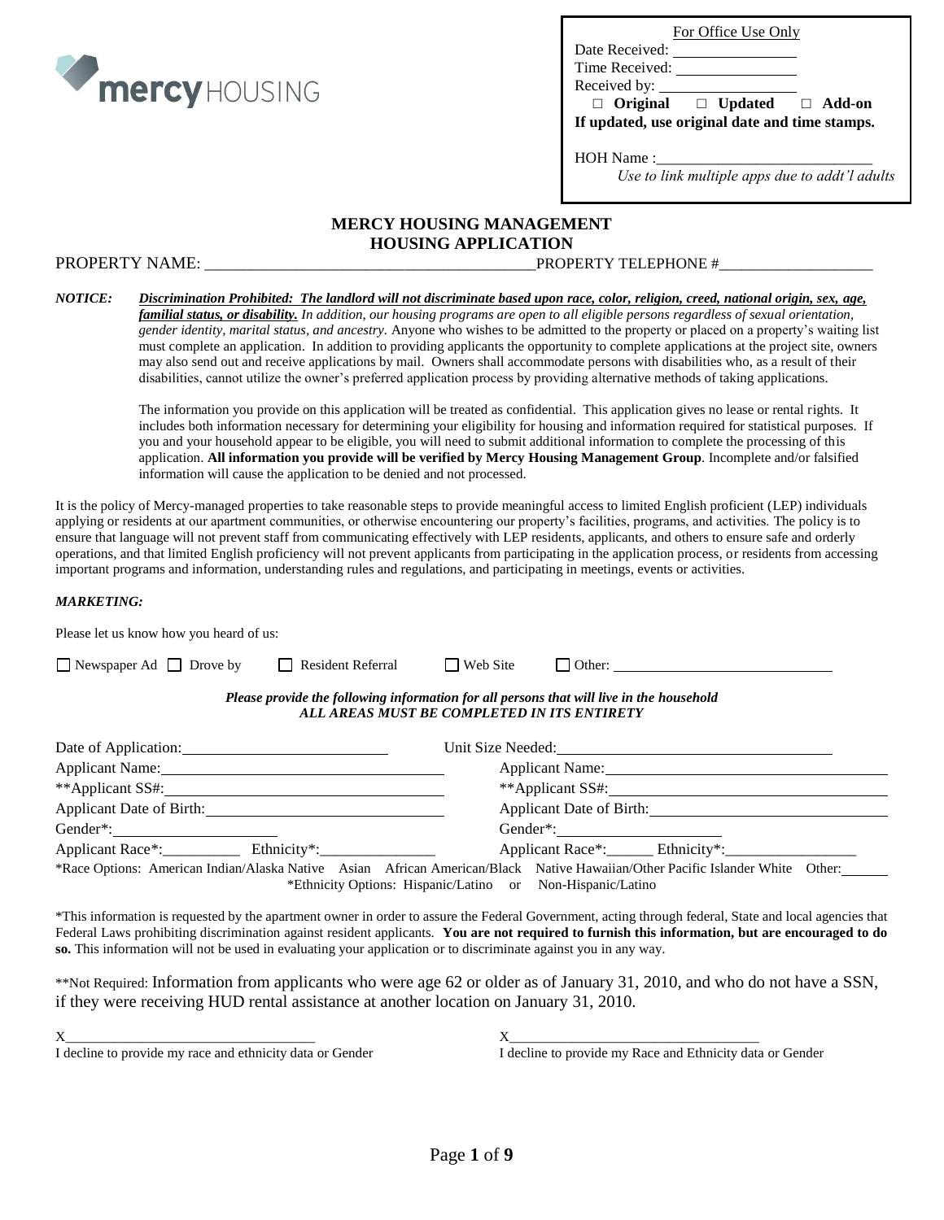mercy HOUSING

| For Office Use Only |
|---|
| Date Received: ___________ |
| Time Received: ___________ |
| Received by: ___________ |
| □ **Original** □ **Updated** □ **Add-on** |
| **If updated, use original date and time stamps.** |
| HOH Name :___________________________ |
| *Use to link multiple apps due to addt'l adults* |

## MERCY HOUSING MANAGEMENT
## HOUSING APPLICATION

PROPERTY NAME: _______________________________________ PROPERTY TELEPHONE #___________________

***NOTICE:*** ***Discrimination Prohibited: The landlord will not discriminate based upon race, color, religion, creed, national origin, sex, age, familial status, or disability.*** *In addition, our housing programs are open to all eligible persons regardless of sexual orientation, gender identity, marital status, and ancestry.* Anyone who wishes to be admitted to the property or placed on a property's waiting list must complete an application. In addition to providing applicants the opportunity to complete applications at the project site, owners may also send out and receive applications by mail. Owners shall accommodate persons with disabilities who, as a result of their disabilities, cannot utilize the owner's preferred application process by providing alternative methods of taking applications.

The information you provide on this application will be treated as confidential. This application gives no lease or rental rights. It includes both information necessary for determining your eligibility for housing and information required for statistical purposes. If you and your household appear to be eligible, you will need to submit additional information to complete the processing of this application. **All information you provide will be verified by Mercy Housing Management Group**. Incomplete and/or falsified information will cause the application to be denied and not processed.

It is the policy of Mercy-managed properties to take reasonable steps to provide meaningful access to limited English proficient (LEP) individuals applying or residents at our apartment communities, or otherwise encountering our property's facilities, programs, and activities. The policy is to ensure that language will not prevent staff from communicating effectively with LEP residents, applicants, and others to ensure safe and orderly operations, and that limited English proficiency will not prevent applicants from participating in the application process, or residents from accessing important programs and information, understanding rules and regulations, and participating in meetings, events or activities.

***MARKETING:***

Please let us know how you heard of us:

☐ Newspaper Ad ☐ Drove by ☐ Resident Referral ☐ Web Site ☐ Other: ____________________

***Please provide the following information for all persons that will live in the household***
***ALL AREAS MUST BE COMPLETED IN ITS ENTIRETY***

Date of Application: ____________________ Unit Size Needed: ____________________

| | |
|---|---|
| Applicant Name: ____________________ | Applicant Name: ____________________ |
| **Applicant SS#: ____________________ | **Applicant SS#: ____________________ |
| Applicant Date of Birth: ____________________ | Applicant Date of Birth: ____________________ |
| Gender*: ____________________ | Gender*: ____________________ |
| Applicant Race*: __________ Ethnicity*: __________ | Applicant Race*: __________ Ethnicity*: __________ |

*Race Options: American Indian/Alaska Native Asian African American/Black Native Hawaiian/Other Pacific Islander White Other: ______
*Ethnicity Options: Hispanic/Latino or Non-Hispanic/Latino

*This information is requested by the apartment owner in order to assure the Federal Government, acting through federal, State and local agencies that Federal Laws prohibiting discrimination against resident applicants. **You are not required to furnish this information, but are encouraged to do so.** This information will not be used in evaluating your application or to discriminate against you in any way.

**Not Required: Information from applicants who were age 62 or older as of January 31, 2010, and who do not have a SSN, if they were receiving HUD rental assistance at another location on January 31, 2010.

X_________________________________ X_________________________________
I decline to provide my race and ethnicity data or Gender I decline to provide my Race and Ethnicity data or Gender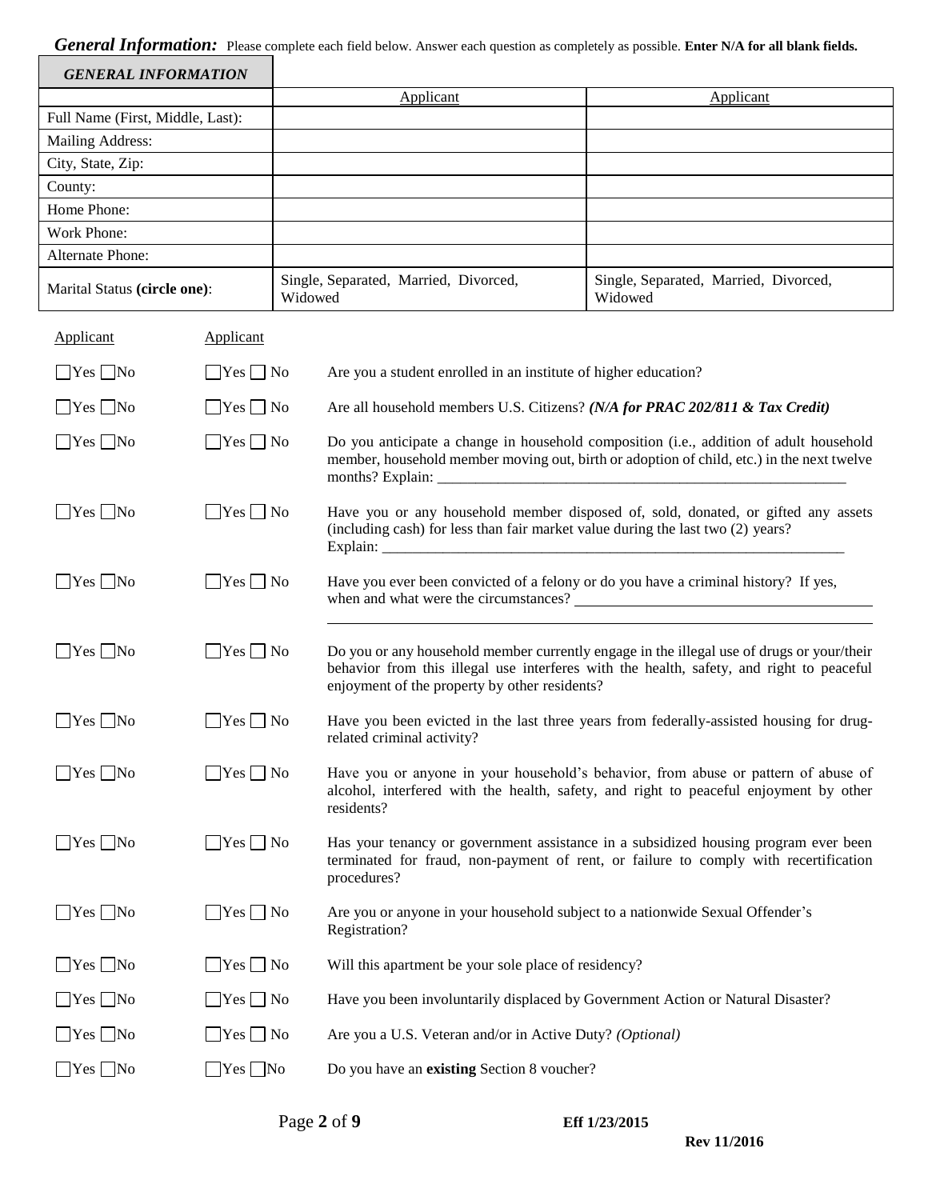***General Information:*** Please complete each field below. Answer each question as completely as possible. **Enter N/A for all blank fields.**

| ***GENERAL INFORMATION*** | | |
|---|---|---|
| | Applicant | Applicant |
| Full Name (First, Middle, Last): | | |
| Mailing Address: | | |
| City, State, Zip: | | |
| County: | | |
| Home Phone: | | |
| Work Phone: | | |
| Alternate Phone: | | |
| Marital Status **(circle one)**: | Single, Separated, Married, Divorced, Widowed | Single, Separated, Married, Divorced, Widowed |

| Applicant | Applicant | |
|---|---|---|
| ☐Yes ☐No | ☐Yes ☐ No | Are you a student enrolled in an institute of higher education? |
| ☐Yes ☐No | ☐Yes ☐ No | Are all household members U.S. Citizens? ***(N/A for PRAC 202/811 & Tax Credit)*** |
| ☐Yes ☐No | ☐Yes ☐ No | Do you anticipate a change in household composition (i.e., addition of adult household member, household member moving out, birth or adoption of child, etc.) in the next twelve months? Explain: ___ |
| ☐Yes ☐No | ☐Yes ☐ No | Have you or any household member disposed of, sold, donated, or gifted any assets (including cash) for less than fair market value during the last two (2) years? Explain: ___ |
| ☐Yes ☐No | ☐Yes ☐ No | Have you ever been convicted of a felony or do you have a criminal history? If yes, when and what were the circumstances? ___ |
| ☐Yes ☐No | ☐Yes ☐ No | Do you or any household member currently engage in the illegal use of drugs or your/their behavior from this illegal use interferes with the health, safety, and right to peaceful enjoyment of the property by other residents? |
| ☐Yes ☐No | ☐Yes ☐ No | Have you been evicted in the last three years from federally-assisted housing for drug-related criminal activity? |
| ☐Yes ☐No | ☐Yes ☐ No | Have you or anyone in your household's behavior, from abuse or pattern of abuse of alcohol, interfered with the health, safety, and right to peaceful enjoyment by other residents? |
| ☐Yes ☐No | ☐Yes ☐ No | Has your tenancy or government assistance in a subsidized housing program ever been terminated for fraud, non-payment of rent, or failure to comply with recertification procedures? |
| ☐Yes ☐No | ☐Yes ☐ No | Are you or anyone in your household subject to a nationwide Sexual Offender's Registration? |
| ☐Yes ☐No | ☐Yes ☐ No | Will this apartment be your sole place of residency? |
| ☐Yes ☐No | ☐Yes ☐ No | Have you been involuntarily displaced by Government Action or Natural Disaster? |
| ☐Yes ☐No | ☐Yes ☐ No | Are you a U.S. Veteran and/or in Active Duty? *(Optional)* |
| ☐Yes ☐No | ☐Yes ☐No | Do you have an **existing** Section 8 voucher? |

**Eff 1/23/2015**

**Rev 11/2016**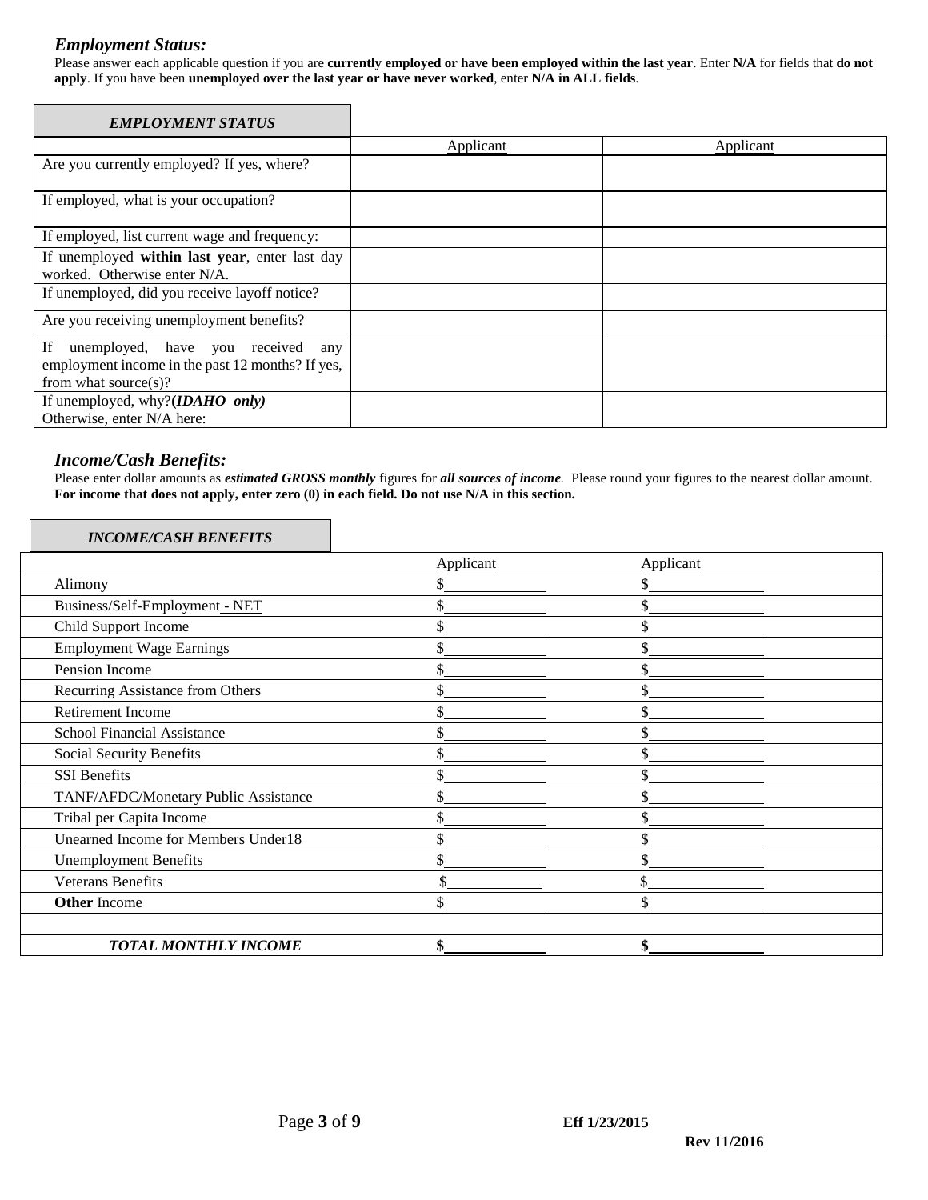### *Employment Status:*

Please answer each applicable question if you are **currently employed or have been employed within the last year**. Enter **N/A** for fields that **do not apply**. If you have been **unemployed over the last year or have never worked**, enter **N/A in ALL fields**.

| *EMPLOYMENT STATUS* | Applicant | Applicant |
|---|---|---|
| Are you currently employed? If yes, where? | | |
| If employed, what is your occupation? | | |
| If employed, list current wage and frequency: | | |
| If unemployed **within last year**, enter last day worked. Otherwise enter N/A. | | |
| If unemployed, did you receive layoff notice? | | |
| Are you receiving unemployment benefits? | | |
| If unemployed, have you received any employment income in the past 12 months? If yes, from what source(s)? | | |
| If unemployed, why?**(*IDAHO only*)** Otherwise, enter N/A here: | | |

### *Income/Cash Benefits:*

Please enter dollar amounts as ***estimated GROSS monthly*** figures for ***all sources of income***. Please round your figures to the nearest dollar amount. **For income that does not apply, enter zero (0) in each field. Do not use N/A in this section.**

| *INCOME/CASH BENEFITS* | Applicant | Applicant |
|---|---|---|
| Alimony | $ | $ |
| Business/Self-Employment - NET | $ | $ |
| Child Support Income | $ | $ |
| Employment Wage Earnings | $ | $ |
| Pension Income | $ | $ |
| Recurring Assistance from Others | $ | $ |
| Retirement Income | $ | $ |
| School Financial Assistance | $ | $ |
| Social Security Benefits | $ | $ |
| SSI Benefits | $ | $ |
| TANF/AFDC/Monetary Public Assistance | $ | $ |
| Tribal per Capita Income | $ | $ |
| Unearned Income for Members Under18 | $ | $ |
| Unemployment Benefits | $ | $ |
| Veterans Benefits | $ | $ |
| **Other** Income | $ | $ |
| | | |
| ***TOTAL MONTHLY INCOME*** | **$** | **$** |

**Eff 1/23/2015**

**Rev 11/2016**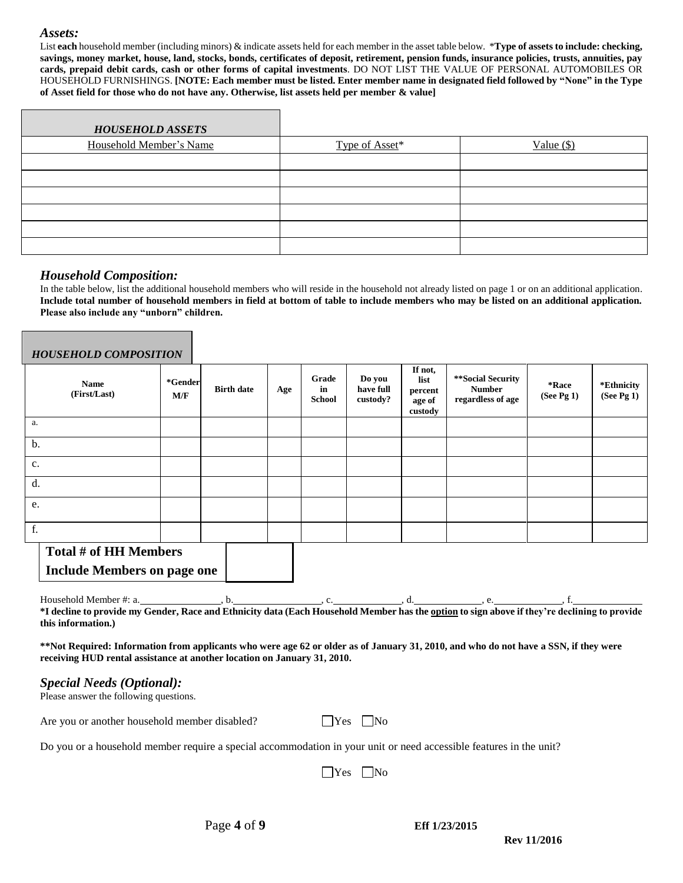## *Assets:*

List **each** household member (including minors) & indicate assets held for each member in the asset table below. ***Type of assets to include: checking, savings, money market, house, land, stocks, bonds, certificates of deposit, retirement, pension funds, insurance policies, trusts, annuities, pay cards, prepaid debit cards, cash or other forms of capital investments**. DO NOT LIST THE VALUE OF PERSONAL AUTOMOBILES OR HOUSEHOLD FURNISHINGS. **[NOTE: Each member must be listed. Enter member name in designated field followed by "None" in the Type of Asset field for those who do not have any. Otherwise, list assets held per member & value]**

***HOUSEHOLD ASSETS***

| Household Member's Name | Type of Asset* | Value ($) |
|---|---|---|
| | | |
| | | |
| | | |
| | | |
| | | |
| | | |

## *Household Composition:*

In the table below, list the additional household members who will reside in the household not already listed on page 1 or on an additional application. **Include total number of household members in field at bottom of table to include members who may be listed on an additional application. Please also include any "unborn" children.**

***HOUSEHOLD COMPOSITION***

| Name (First/Last) | *Gender M/F | Birth date | Age | Grade in School | Do you have full custody? | If not, list percent age of custody | **Social Security Number regardless of age | *Race (See Pg 1) | *Ethnicity (See Pg 1) |
|---|---|---|---|---|---|---|---|---|---|
| a. | | | | | | | | | |
| b. | | | | | | | | | |
| c. | | | | | | | | | |
| d. | | | | | | | | | |
| e. | | | | | | | | | |
| f. | | | | | | | | | |

**Total # of HH Members Include Members on page one** ________

Household Member #: a.________________, b.________________, c.______________, d.______________, e.______________, f.______________

***I decline to provide my Gender, Race and Ethnicity data (Each Household Member has the <u>option</u> to sign above if they're declining to provide this information.)**

****Not Required: Information from applicants who were age 62 or older as of January 31, 2010, and who do not have a SSN, if they were receiving HUD rental assistance at another location on January 31, 2010.**

## *Special Needs (Optional):*

Please answer the following questions.

Are you or another household member disabled? ☐Yes ☐No

Do you or a household member require a special accommodation in your unit or need accessible features in the unit?

☐Yes ☐No

**Eff 1/23/2015**

**Rev 11/2016**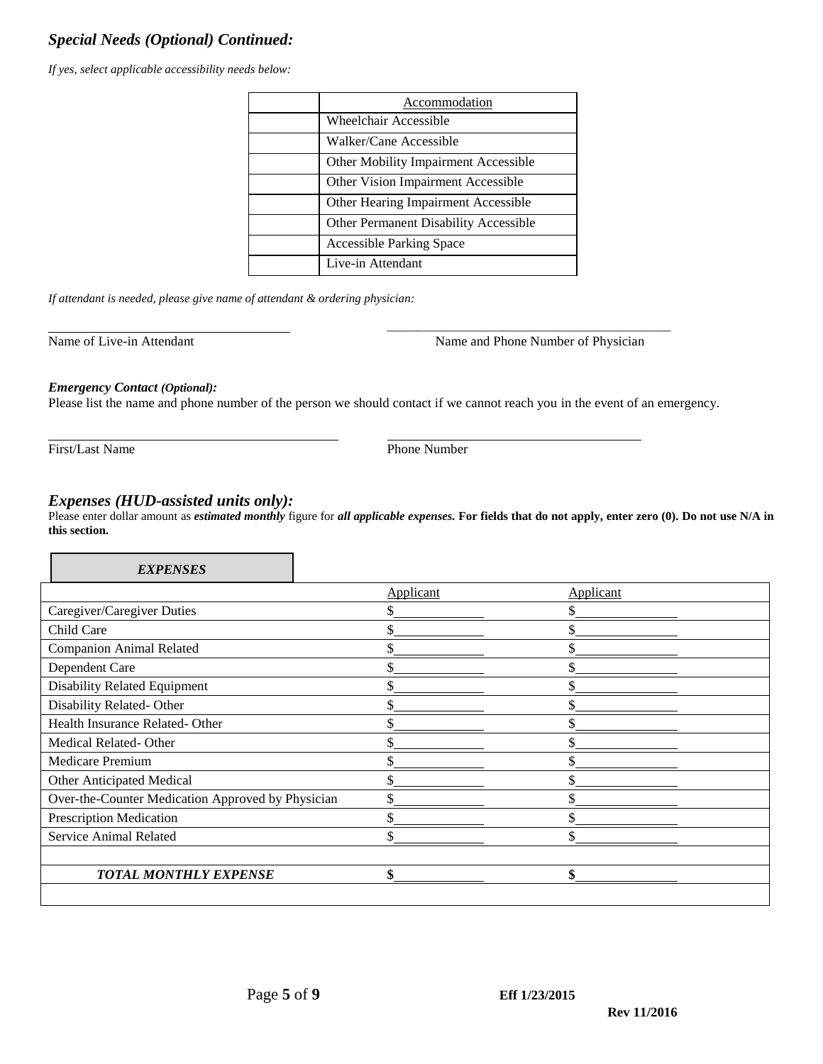## *Special Needs (Optional) Continued:*

*If yes, select applicable accessibility needs below:*

| | Accommodation |
|---|---|
| | Wheelchair Accessible |
| | Walker/Cane Accessible |
| | Other Mobility Impairment Accessible |
| | Other Vision Impairment Accessible |
| | Other Hearing Impairment Accessible |
| | Other Permanent Disability Accessible |
| | Accessible Parking Space |
| | Live-in Attendant |

*If attendant is needed, please give name of attendant & ordering physician:*

\_\_\_\_\_\_\_\_\_\_\_\_\_\_\_\_\_\_\_\_\_\_\_\_\_\_\_\_\_\_\_\_\_\_\_\_ \_\_\_\_\_\_\_\_\_\_\_\_\_\_\_\_\_\_\_\_\_\_\_\_\_\_\_\_\_\_\_\_\_\_\_\_\_\_\_\_\_\_\_\_\_

Name of Live-in Attendant Name and Phone Number of Physician

***Emergency Contact** (Optional):*

Please list the name and phone number of the person we should contact if we cannot reach you in the event of an emergency.

\_\_\_\_\_\_\_\_\_\_\_\_\_\_\_\_\_\_\_\_\_\_\_\_\_\_\_\_\_\_\_\_\_\_\_\_\_\_\_\_\_\_\_\_ \_\_\_\_\_\_\_\_\_\_\_\_\_\_\_\_\_\_\_\_\_\_\_\_\_\_\_\_\_\_\_\_\_\_\_\_\_\_\_\_

First/Last Name Phone Number

## *Expenses (HUD-assisted units only):*

Please enter dollar amount as ***estimated monthly*** figure for ***all applicable expenses.*** **For fields that do not apply, enter zero (0). Do not use N/A in this section.**

| ***EXPENSES*** | Applicant | Applicant |
|---|---|---|
| Caregiver/Caregiver Duties | $\_\_\_\_\_\_\_\_\_\_ | $\_\_\_\_\_\_\_\_\_\_ |
| Child Care | $\_\_\_\_\_\_\_\_\_\_ | $\_\_\_\_\_\_\_\_\_\_ |
| Companion Animal Related | $\_\_\_\_\_\_\_\_\_\_ | $\_\_\_\_\_\_\_\_\_\_ |
| Dependent Care | $\_\_\_\_\_\_\_\_\_\_ | $\_\_\_\_\_\_\_\_\_\_ |
| Disability Related Equipment | $\_\_\_\_\_\_\_\_\_\_ | $\_\_\_\_\_\_\_\_\_\_ |
| Disability Related- Other | $\_\_\_\_\_\_\_\_\_\_ | $\_\_\_\_\_\_\_\_\_\_ |
| Health Insurance Related- Other | $\_\_\_\_\_\_\_\_\_\_ | $\_\_\_\_\_\_\_\_\_\_ |
| Medical Related- Other | $\_\_\_\_\_\_\_\_\_\_ | $\_\_\_\_\_\_\_\_\_\_ |
| Medicare Premium | $\_\_\_\_\_\_\_\_\_\_ | $\_\_\_\_\_\_\_\_\_\_ |
| Other Anticipated Medical | $\_\_\_\_\_\_\_\_\_\_ | $\_\_\_\_\_\_\_\_\_\_ |
| Over-the-Counter Medication Approved by Physician | $\_\_\_\_\_\_\_\_\_\_ | $\_\_\_\_\_\_\_\_\_\_ |
| Prescription Medication | $\_\_\_\_\_\_\_\_\_\_ | $\_\_\_\_\_\_\_\_\_\_ |
| Service Animal Related | $\_\_\_\_\_\_\_\_\_\_ | $\_\_\_\_\_\_\_\_\_\_ |
| | | |
| ***TOTAL MONTHLY EXPENSE*** | **$**\_\_\_\_\_\_\_\_\_\_ | **$**\_\_\_\_\_\_\_\_\_\_ |

**Eff 1/23/2015**

**Rev 11/2016**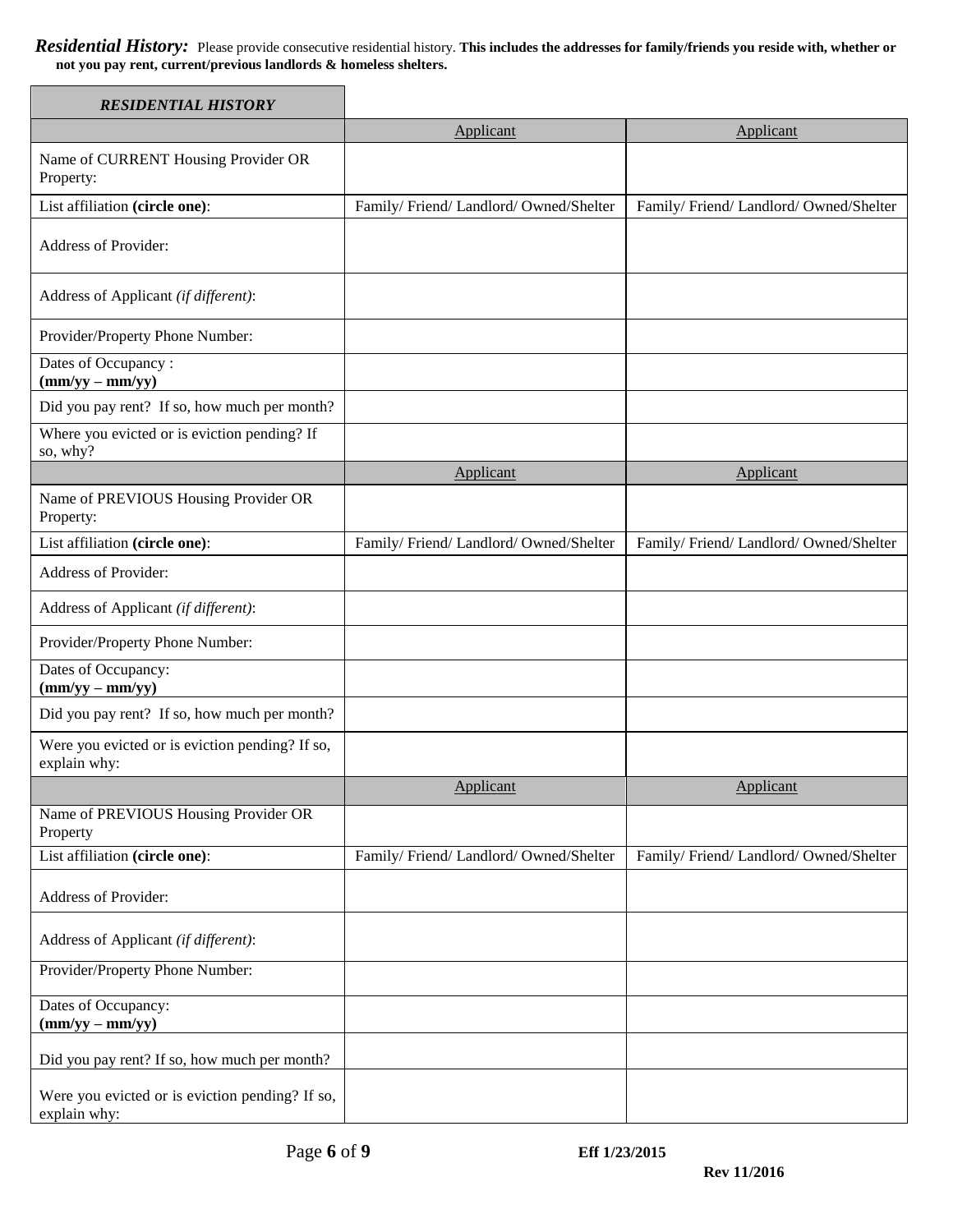***Residential History:*** Please provide consecutive residential history. **This includes the addresses for family/friends you reside with, whether or not you pay rent, current/previous landlords & homeless shelters.**

| ***RESIDENTIAL HISTORY*** | | |
|---|---|---|
| | Applicant | Applicant |
| Name of CURRENT Housing Provider OR Property: | | |
| List affiliation **(circle one)**: | Family/ Friend/ Landlord/ Owned/Shelter | Family/ Friend/ Landlord/ Owned/Shelter |
| Address of Provider: | | |
| Address of Applicant *(if different)*: | | |
| Provider/Property Phone Number: | | |
| Dates of Occupancy : **(mm/yy – mm/yy)** | | |
| Did you pay rent? If so, how much per month? | | |
| Where you evicted or is eviction pending? If so, why? | | |
| | Applicant | Applicant |
| Name of PREVIOUS Housing Provider OR Property: | | |
| List affiliation **(circle one)**: | Family/ Friend/ Landlord/ Owned/Shelter | Family/ Friend/ Landlord/ Owned/Shelter |
| Address of Provider: | | |
| Address of Applicant *(if different)*: | | |
| Provider/Property Phone Number: | | |
| Dates of Occupancy: **(mm/yy – mm/yy)** | | |
| Did you pay rent? If so, how much per month? | | |
| Were you evicted or is eviction pending? If so, explain why: | | |
| | Applicant | Applicant |
| Name of PREVIOUS Housing Provider OR Property | | |
| List affiliation **(circle one)**: | Family/ Friend/ Landlord/ Owned/Shelter | Family/ Friend/ Landlord/ Owned/Shelter |
| Address of Provider: | | |
| Address of Applicant *(if different)*: | | |
| Provider/Property Phone Number: | | |
| Dates of Occupancy: **(mm/yy – mm/yy)** | | |
| Did you pay rent? If so, how much per month? | | |
| Were you evicted or is eviction pending? If so, explain why: | | |

**Eff 1/23/2015**

**Rev 11/2016**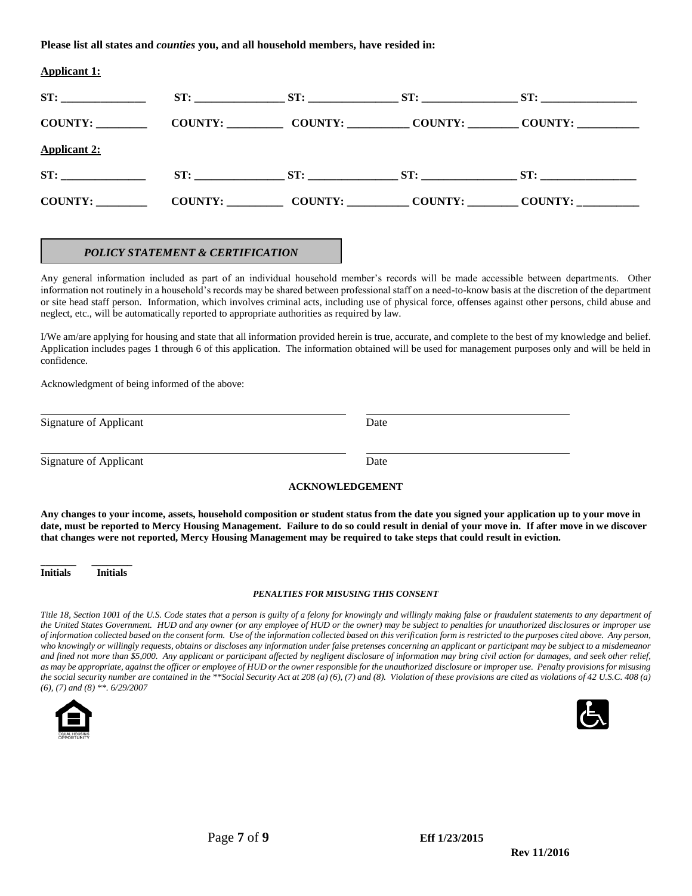**Please list all states and *counties* you, and all household members, have resided in:**

**Applicant 1:**

| | | | | |
|---|---|---|---|---|
| **ST:** ______________ | **ST:** ________________ | **ST:** ________________ | **ST:** _________________ | **ST:** _________________ |
| **COUNTY:** _________ | **COUNTY:** __________ | **COUNTY:** ___________ | **COUNTY:** _________ | **COUNTY:** ___________ |

**Applicant 2:**

| | | | | |
|---|---|---|---|---|
| **ST:** ______________ | **ST:** ________________ | **ST:** ________________ | **ST:** _________________ | **ST:** _________________ |
| **COUNTY:** _________ | **COUNTY:** __________ | **COUNTY:** ___________ | **COUNTY:** _________ | **COUNTY:** ___________ |

## *POLICY STATEMENT & CERTIFICATION*

Any general information included as part of an individual household member's records will be made accessible between departments. Other information not routinely in a household's records may be shared between professional staff on a need-to-know basis at the discretion of the department or site head staff person. Information, which involves criminal acts, including use of physical force, offenses against other persons, child abuse and neglect, etc., will be automatically reported to appropriate authorities as required by law.

I/We am/are applying for housing and state that all information provided herein is true, accurate, and complete to the best of my knowledge and belief. Application includes pages 1 through 6 of this application. The information obtained will be used for management purposes only and will be held in confidence.

Acknowledgment of being informed of the above:

_______________________________________ _______________________

Signature of Applicant Date

_______________________________________ _______________________

Signature of Applicant Date

**ACKNOWLEDGEMENT**

**Any changes to your income, assets, household composition or student status from the date you signed your application up to your move in date, must be reported to Mercy Housing Management. Failure to do so could result in denial of your move in. If after move in we discover that changes were not reported, Mercy Housing Management may be required to take steps that could result in eviction.**

_______ _______

**Initials** **Initials**

***PENALTIES FOR MISUSING THIS CONSENT***

*Title 18, Section 1001 of the U.S. Code states that a person is guilty of a felony for knowingly and willingly making false or fraudulent statements to any department of the United States Government. HUD and any owner (or any employee of HUD or the owner) may be subject to penalties for unauthorized disclosures or improper use of information collected based on the consent form. Use of the information collected based on this verification form is restricted to the purposes cited above. Any person, who knowingly or willingly requests, obtains or discloses any information under false pretenses concerning an applicant or participant may be subject to a misdemeanor and fined not more than $5,000. Any applicant or participant affected by negligent disclosure of information may bring civil action for damages, and seek other relief, as may be appropriate, against the officer or employee of HUD or the owner responsible for the unauthorized disclosure or improper use. Penalty provisions for misusing the social security number are contained in the **Social Security Act at 208 (a) (6), (7) and (8). Violation of these provisions are cited as violations of 42 U.S.C. 408 (a) (6), (7) and (8) **. 6/29/2007*

**Eff 1/23/2015**

**Rev 11/2016**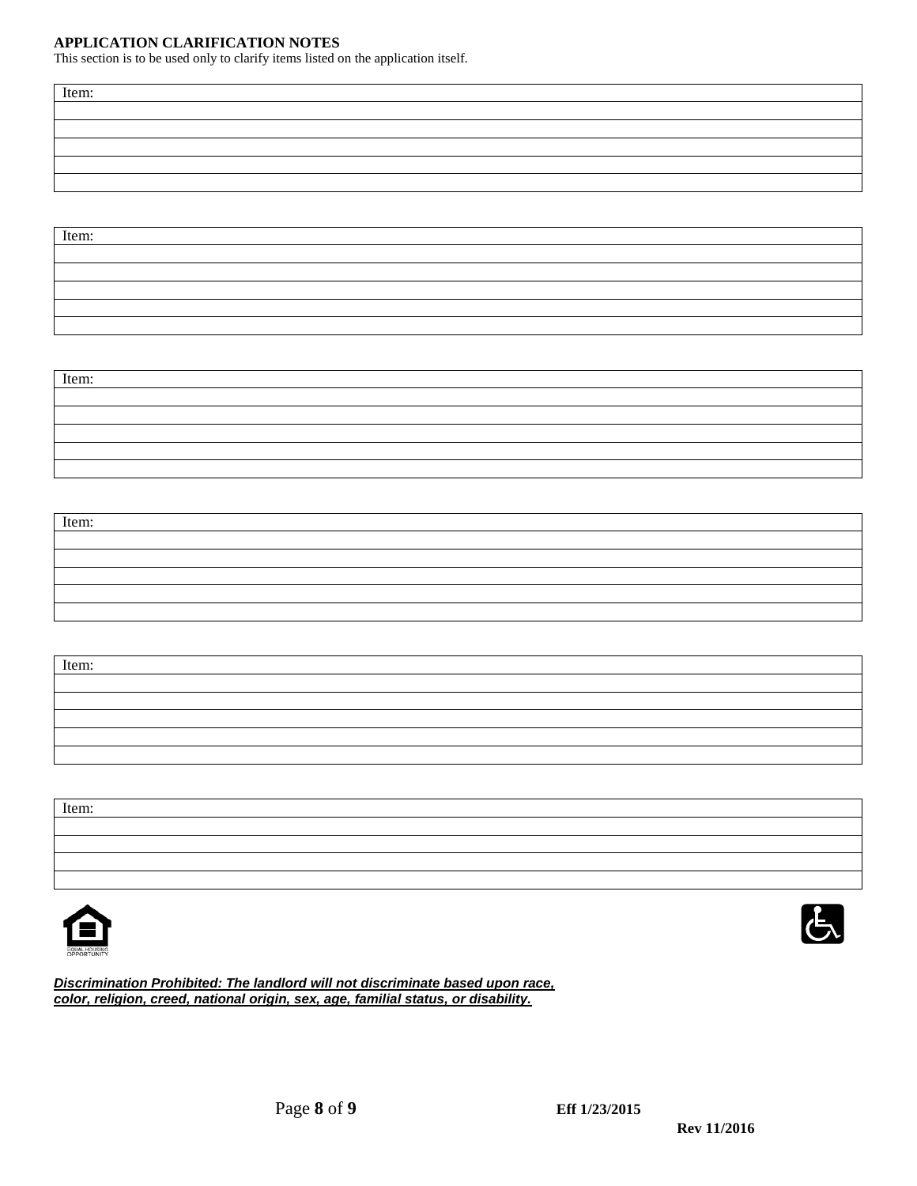**APPLICATION CLARIFICATION NOTES**

This section is to be used only to clarify items listed on the application itself.

| Item: |
|---|
| |
| |
| |
| |
| |

| Item: |
|---|
| |
| |
| |
| |
| |

| Item: |
|---|
| |
| |
| |
| |
| |

| Item: |
|---|
| |
| |
| |
| |
| |

| Item: |
|---|
| |
| |
| |
| |
| |

| Item: |
|---|
| |
| |
| |
| |

EQUAL HOUSING OPPORTUNITY

***Discrimination Prohibited: The landlord will not discriminate based upon race, color, religion, creed, national origin, sex, age, familial status, or disability.***

**Eff 1/23/2015**

**Rev 11/2016**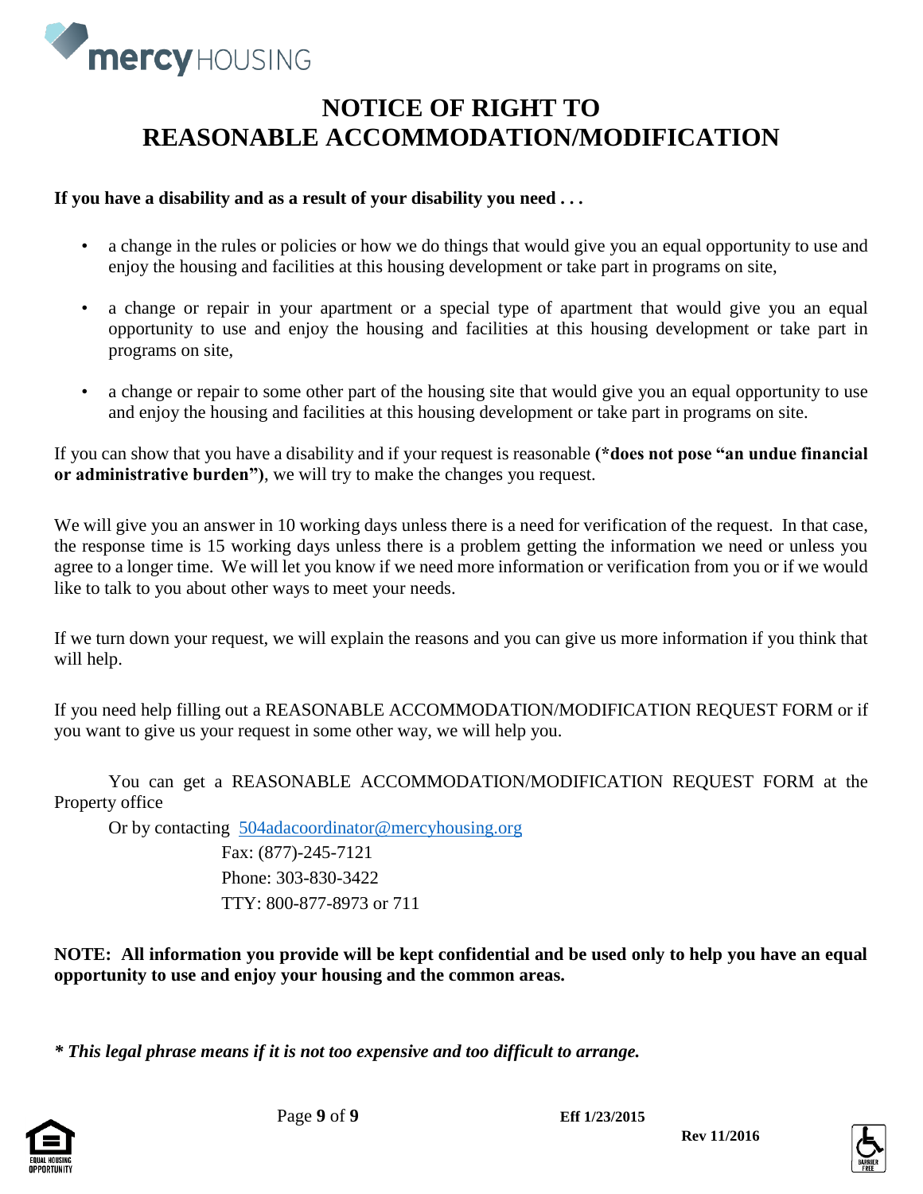# NOTICE OF RIGHT TO REASONABLE ACCOMMODATION/MODIFICATION

**If you have a disability and as a result of your disability you need . . .**

- a change in the rules or policies or how we do things that would give you an equal opportunity to use and enjoy the housing and facilities at this housing development or take part in programs on site,
- a change or repair in your apartment or a special type of apartment that would give you an equal opportunity to use and enjoy the housing and facilities at this housing development or take part in programs on site,
- a change or repair to some other part of the housing site that would give you an equal opportunity to use and enjoy the housing and facilities at this housing development or take part in programs on site.

If you can show that you have a disability and if your request is reasonable **(*does not pose "an undue financial or administrative burden")**, we will try to make the changes you request.

We will give you an answer in 10 working days unless there is a need for verification of the request. In that case, the response time is 15 working days unless there is a problem getting the information we need or unless you agree to a longer time. We will let you know if we need more information or verification from you or if we would like to talk to you about other ways to meet your needs.

If we turn down your request, we will explain the reasons and you can give us more information if you think that will help.

If you need help filling out a REASONABLE ACCOMMODATION/MODIFICATION REQUEST FORM or if you want to give us your request in some other way, we will help you.

You can get a REASONABLE ACCOMMODATION/MODIFICATION REQUEST FORM at the Property office

Or by contacting 504adacoordinator@mercyhousing.org
Fax: (877)-245-7121
Phone: 303-830-3422
TTY: 800-877-8973 or 711

**NOTE: All information you provide will be kept confidential and be used only to help you have an equal opportunity to use and enjoy your housing and the common areas.**

***\* This legal phrase means if it is not too expensive and too difficult to arrange.***

**Eff 1/23/2015**

**Rev 11/2016**